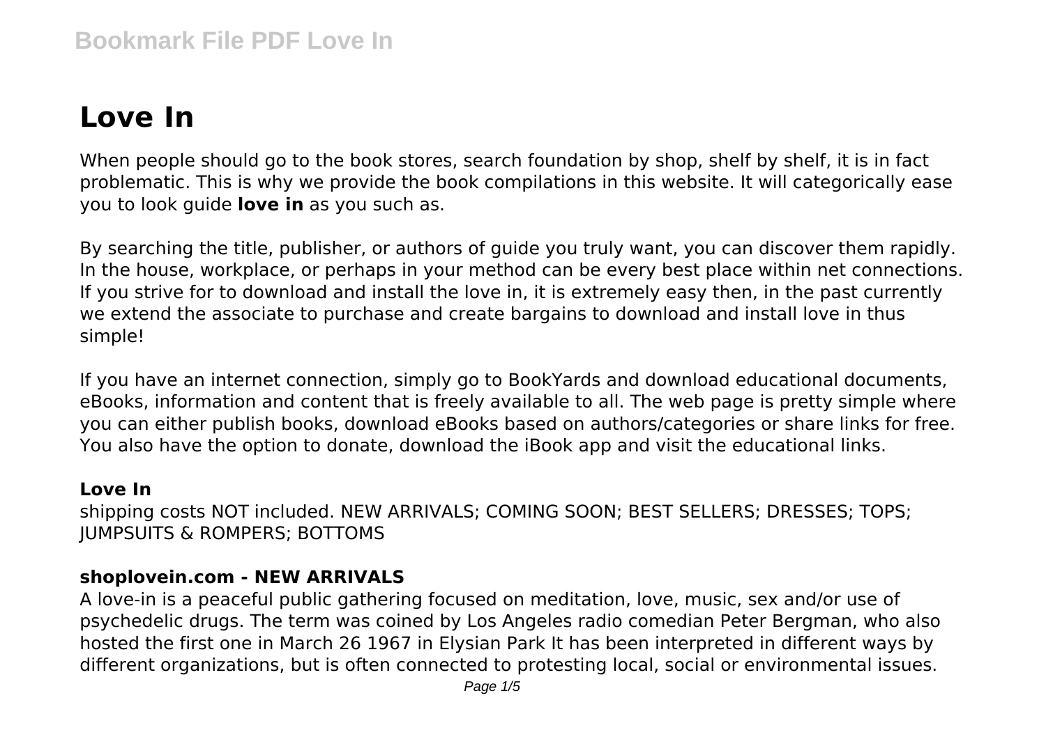# Love In

When people should go to the book stores, search foundation by shop, shelf by shelf, it is in fact problematic. This is why we provide the book compilations in this website. It will categorically ease you to look guide **love in** as you such as.

By searching the title, publisher, or authors of guide you truly want, you can discover them rapidly. In the house, workplace, or perhaps in your method can be every best place within net connections. If you strive for to download and install the love in, it is extremely easy then, in the past currently we extend the associate to purchase and create bargains to download and install love in thus simple!

If you have an internet connection, simply go to BookYards and download educational documents, eBooks, information and content that is freely available to all. The web page is pretty simple where you can either publish books, download eBooks based on authors/categories or share links for free. You also have the option to donate, download the iBook app and visit the educational links.

### Love In

shipping costs NOT included. NEW ARRIVALS; COMING SOON; BEST SELLERS; DRESSES; TOPS; JUMPSUITS & ROMPERS; BOTTOMS

### shoplovein.com - NEW ARRIVALS

A love-in is a peaceful public gathering focused on meditation, love, music, sex and/or use of psychedelic drugs. The term was coined by Los Angeles radio comedian Peter Bergman, who also hosted the first one in March 26 1967 in Elysian Park It has been interpreted in different ways by different organizations, but is often connected to protesting local, social or environmental issues.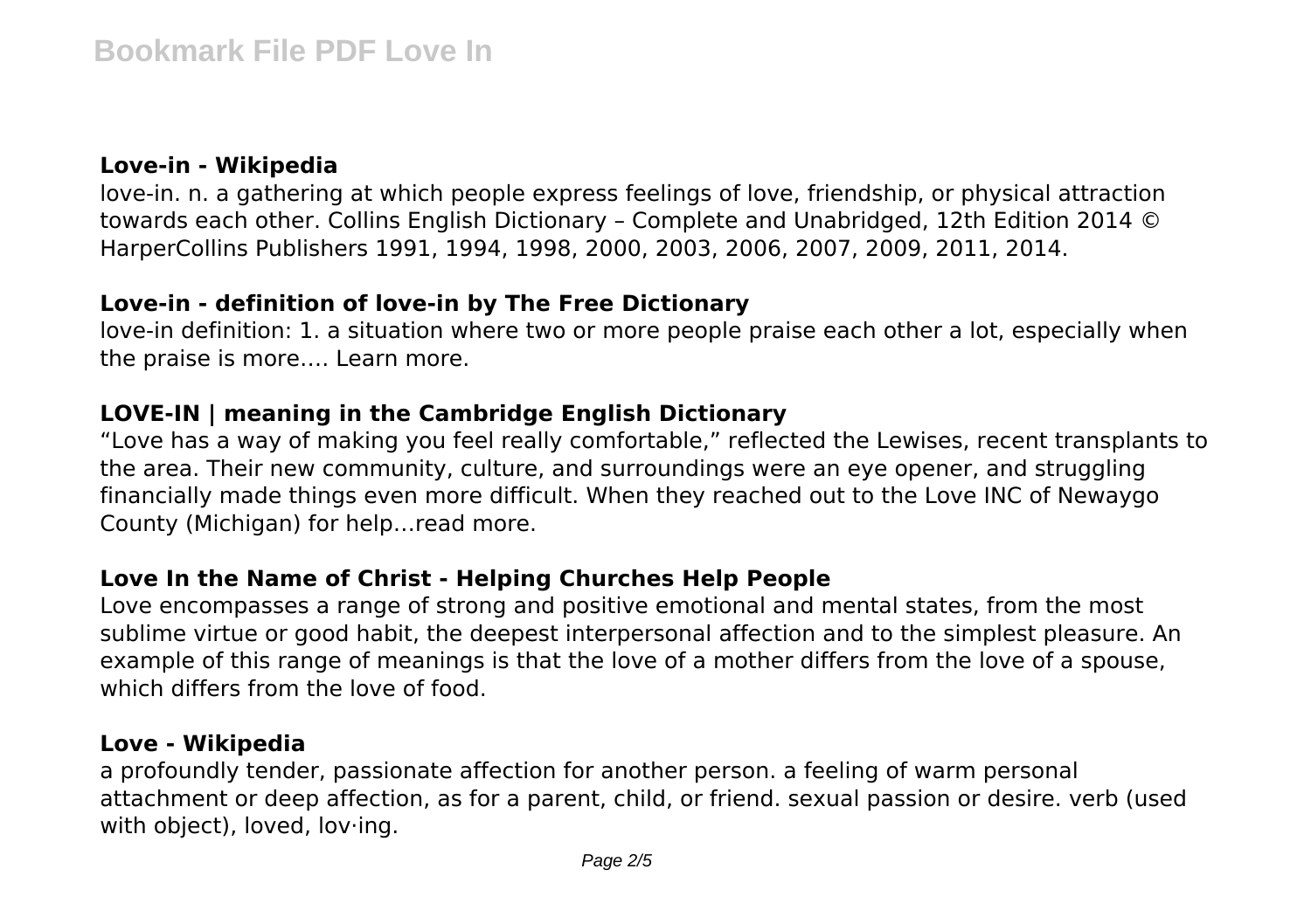**Love-in - Wikipedia**

love-in. n. a gathering at which people express feelings of love, friendship, or physical attraction towards each other. Collins English Dictionary – Complete and Unabridged, 12th Edition 2014 © HarperCollins Publishers 1991, 1994, 1998, 2000, 2003, 2006, 2007, 2009, 2011, 2014.

**Love-in - definition of love-in by The Free Dictionary**

love-in definition: 1. a situation where two or more people praise each other a lot, especially when the praise is more…. Learn more.

**LOVE-IN | meaning in the Cambridge English Dictionary**

"Love has a way of making you feel really comfortable," reflected the Lewises, recent transplants to the area. Their new community, culture, and surroundings were an eye opener, and struggling financially made things even more difficult. When they reached out to the Love INC of Newaygo County (Michigan) for help…read more.

**Love In the Name of Christ - Helping Churches Help People**

Love encompasses a range of strong and positive emotional and mental states, from the most sublime virtue or good habit, the deepest interpersonal affection and to the simplest pleasure. An example of this range of meanings is that the love of a mother differs from the love of a spouse, which differs from the love of food.

**Love - Wikipedia**

a profoundly tender, passionate affection for another person. a feeling of warm personal attachment or deep affection, as for a parent, child, or friend. sexual passion or desire. verb (used with object), loved, lov·ing.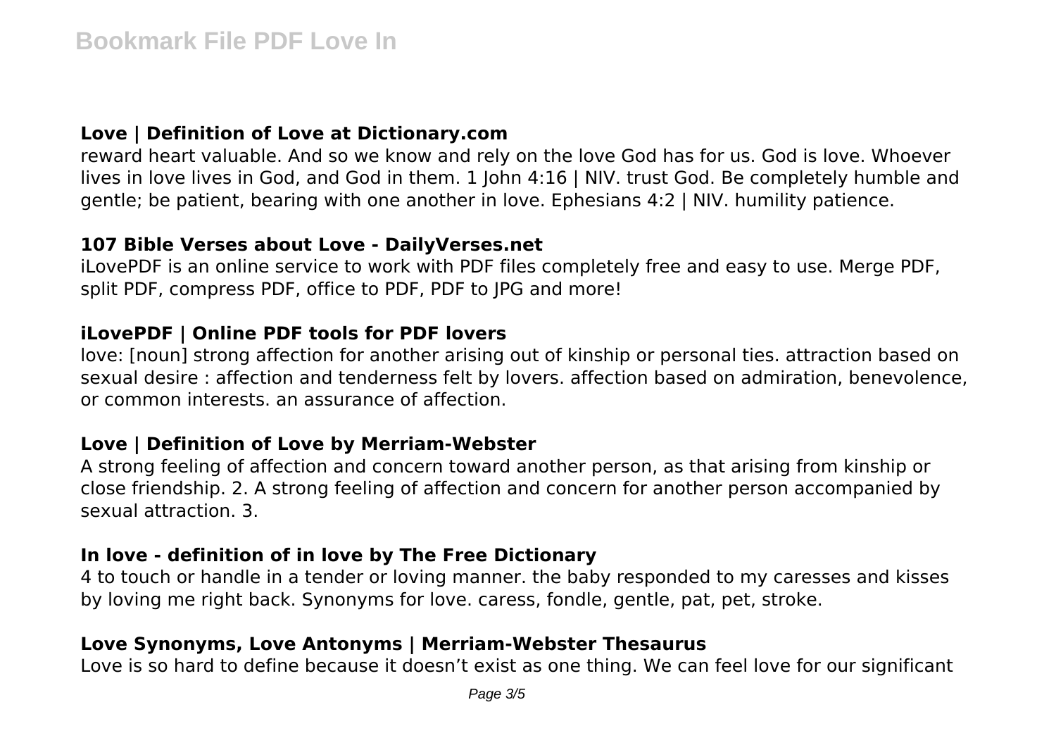### Love | Definition of Love at Dictionary.com

reward heart valuable. And so we know and rely on the love God has for us. God is love. Whoever lives in love lives in God, and God in them. 1 John 4:16 | NIV. trust God. Be completely humble and gentle; be patient, bearing with one another in love. Ephesians 4:2 | NIV. humility patience.

### 107 Bible Verses about Love - DailyVerses.net

iLovePDF is an online service to work with PDF files completely free and easy to use. Merge PDF, split PDF, compress PDF, office to PDF, PDF to JPG and more!

### iLovePDF | Online PDF tools for PDF lovers

love: [noun] strong affection for another arising out of kinship or personal ties. attraction based on sexual desire : affection and tenderness felt by lovers. affection based on admiration, benevolence, or common interests. an assurance of affection.

### Love | Definition of Love by Merriam-Webster

A strong feeling of affection and concern toward another person, as that arising from kinship or close friendship. 2. A strong feeling of affection and concern for another person accompanied by sexual attraction. 3.

### In love - definition of in love by The Free Dictionary

4 to touch or handle in a tender or loving manner. the baby responded to my caresses and kisses by loving me right back. Synonyms for love. caress, fondle, gentle, pat, pet, stroke.

### Love Synonyms, Love Antonyms | Merriam-Webster Thesaurus

Love is so hard to define because it doesn't exist as one thing. We can feel love for our significant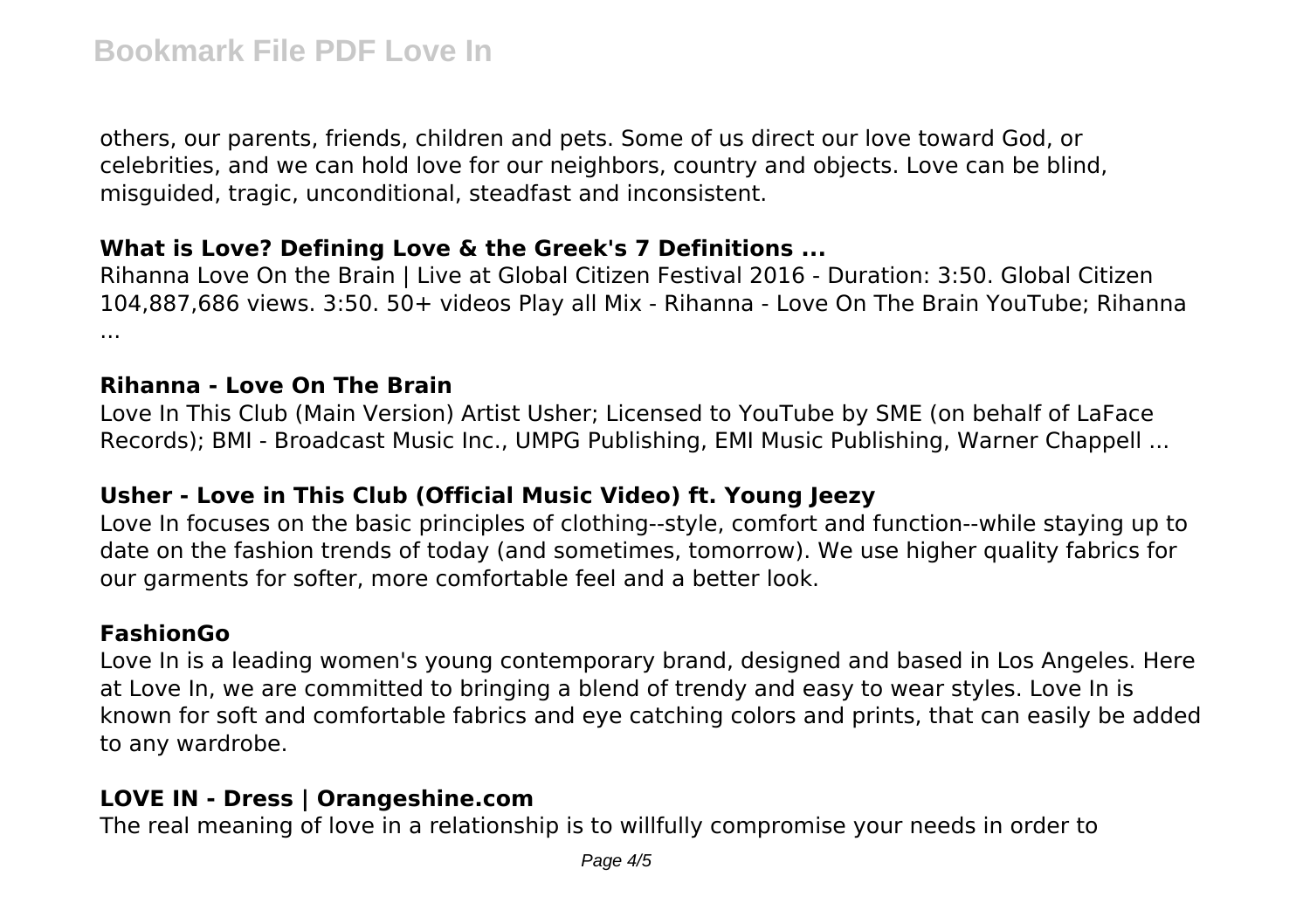others, our parents, friends, children and pets. Some of us direct our love toward God, or celebrities, and we can hold love for our neighbors, country and objects. Love can be blind, misguided, tragic, unconditional, steadfast and inconsistent.

### What is Love? Defining Love & the Greek's 7 Definitions ...

Rihanna Love On the Brain | Live at Global Citizen Festival 2016 - Duration: 3:50. Global Citizen 104,887,686 views. 3:50. 50+ videos Play all Mix - Rihanna - Love On The Brain YouTube; Rihanna ...

### Rihanna - Love On The Brain

Love In This Club (Main Version) Artist Usher; Licensed to YouTube by SME (on behalf of LaFace Records); BMI - Broadcast Music Inc., UMPG Publishing, EMI Music Publishing, Warner Chappell ...

### Usher - Love in This Club (Official Music Video) ft. Young Jeezy

Love In focuses on the basic principles of clothing--style, comfort and function--while staying up to date on the fashion trends of today (and sometimes, tomorrow). We use higher quality fabrics for our garments for softer, more comfortable feel and a better look.

### FashionGo

Love In is a leading women's young contemporary brand, designed and based in Los Angeles. Here at Love In, we are committed to bringing a blend of trendy and easy to wear styles. Love In is known for soft and comfortable fabrics and eye catching colors and prints, that can easily be added to any wardrobe.

### LOVE IN - Dress | Orangeshine.com

The real meaning of love in a relationship is to willfully compromise your needs in order to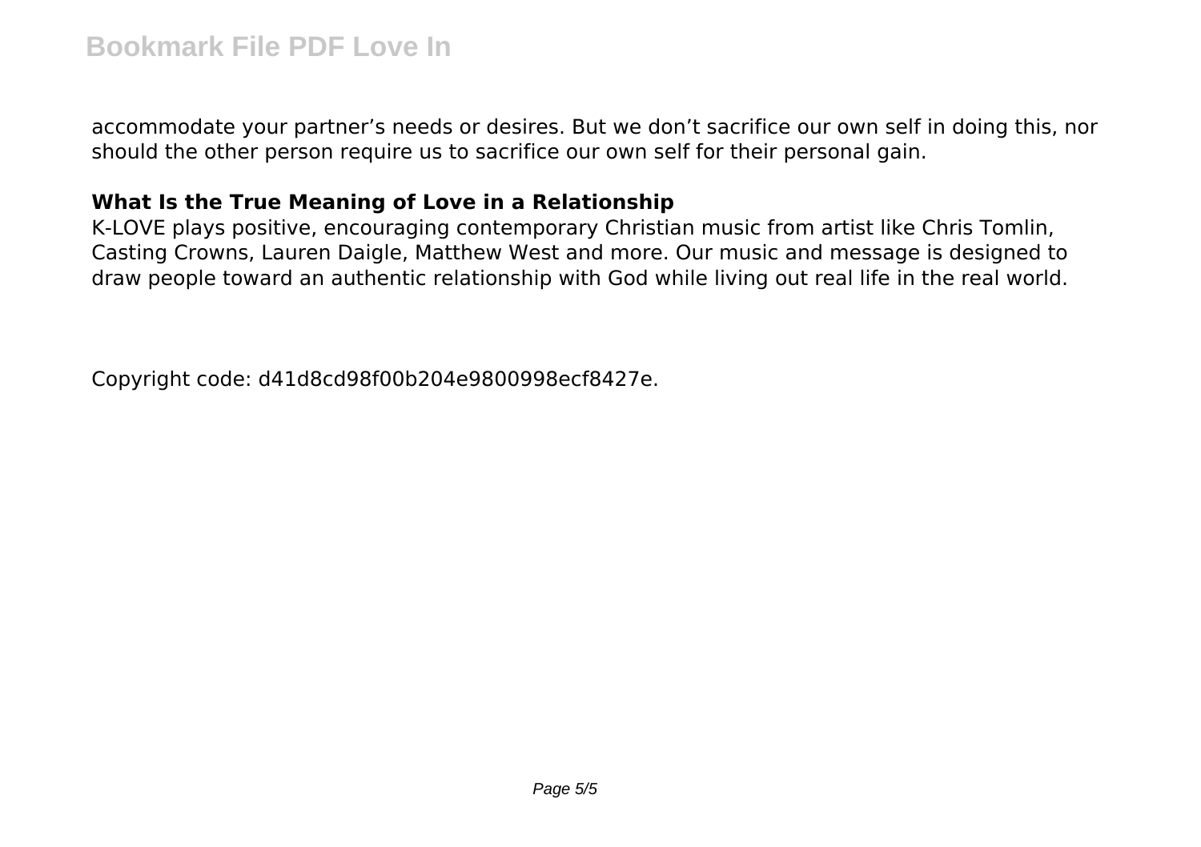accommodate your partner’s needs or desires. But we don’t sacrifice our own self in doing this, nor should the other person require us to sacrifice our own self for their personal gain.

**What Is the True Meaning of Love in a Relationship**

K-LOVE plays positive, encouraging contemporary Christian music from artist like Chris Tomlin, Casting Crowns, Lauren Daigle, Matthew West and more. Our music and message is designed to draw people toward an authentic relationship with God while living out real life in the real world.

Copyright code: d41d8cd98f00b204e9800998ecf8427e.